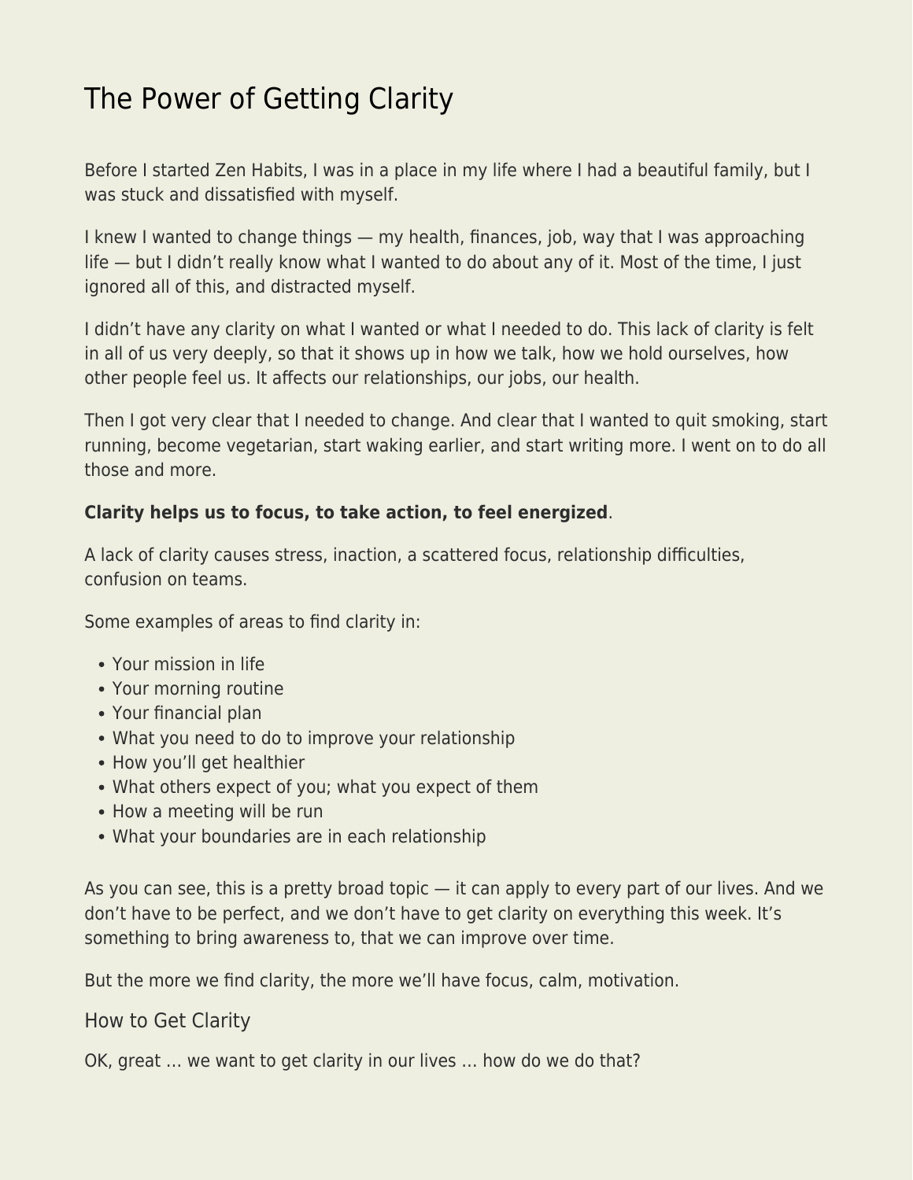# The Power of Getting Clarity

Before I started Zen Habits, I was in a place in my life where I had a beautiful family, but I was stuck and dissatisfied with myself.

I knew I wanted to change things — my health, finances, job, way that I was approaching life — but I didn't really know what I wanted to do about any of it. Most of the time, I just ignored all of this, and distracted myself.

I didn't have any clarity on what I wanted or what I needed to do. This lack of clarity is felt in all of us very deeply, so that it shows up in how we talk, how we hold ourselves, how other people feel us. It affects our relationships, our jobs, our health.

Then I got very clear that I needed to change. And clear that I wanted to quit smoking, start running, become vegetarian, start waking earlier, and start writing more. I went on to do all those and more.

**Clarity helps us to focus, to take action, to feel energized**.

A lack of clarity causes stress, inaction, a scattered focus, relationship difficulties, confusion on teams.

Some examples of areas to find clarity in:

- Your mission in life
- Your morning routine
- Your financial plan
- What you need to do to improve your relationship
- How you'll get healthier
- What others expect of you; what you expect of them
- How a meeting will be run
- What your boundaries are in each relationship

As you can see, this is a pretty broad topic — it can apply to every part of our lives. And we don't have to be perfect, and we don't have to get clarity on everything this week. It's something to bring awareness to, that we can improve over time.

But the more we find clarity, the more we'll have focus, calm, motivation.

## How to Get Clarity

OK, great … we want to get clarity in our lives … how do we do that?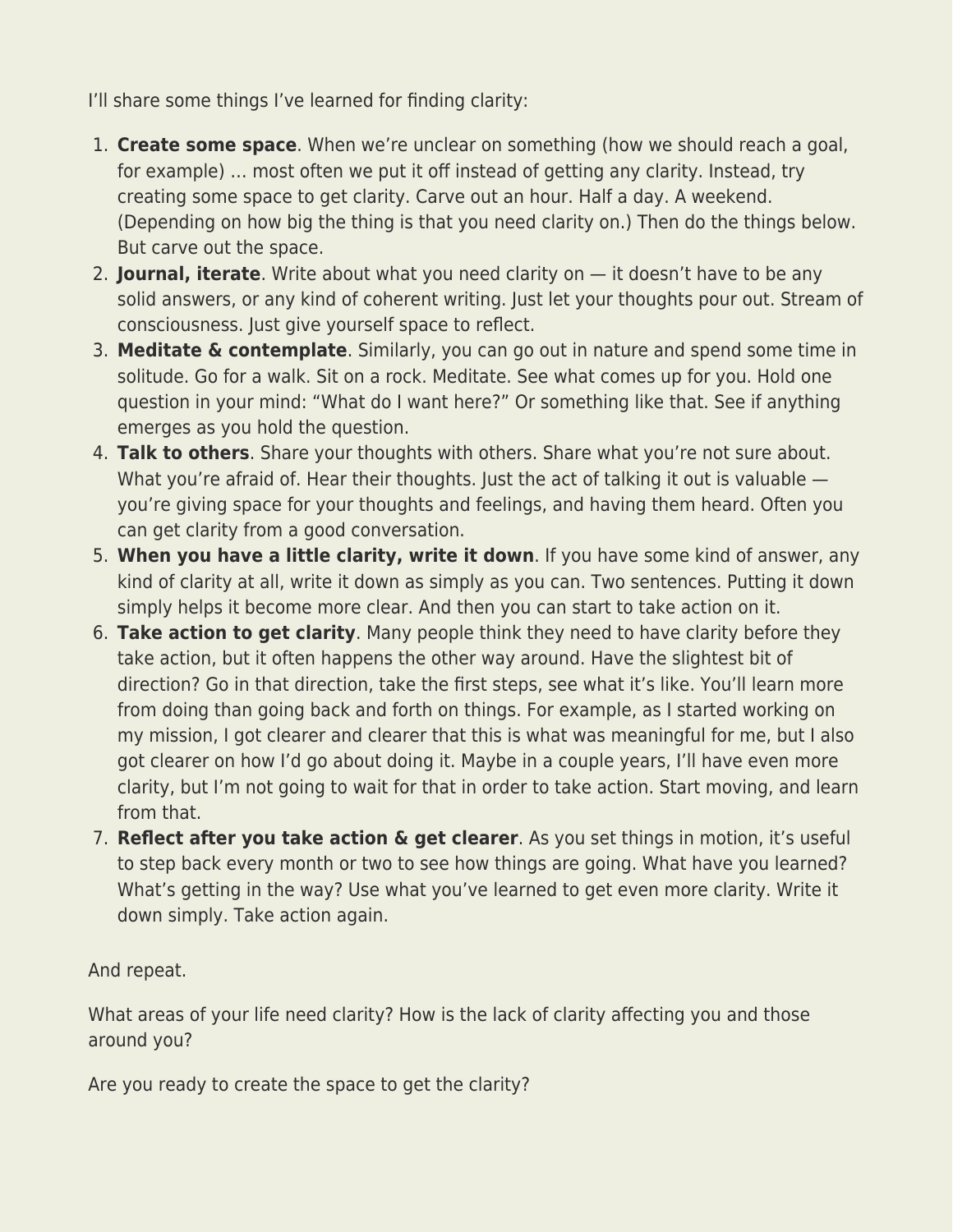I'll share some things I've learned for finding clarity:

1. **Create some space**. When we're unclear on something (how we should reach a goal, for example) … most often we put it off instead of getting any clarity. Instead, try creating some space to get clarity. Carve out an hour. Half a day. A weekend. (Depending on how big the thing is that you need clarity on.) Then do the things below. But carve out the space.
2. **Journal, iterate**. Write about what you need clarity on — it doesn't have to be any solid answers, or any kind of coherent writing. Just let your thoughts pour out. Stream of consciousness. Just give yourself space to reflect.
3. **Meditate & contemplate**. Similarly, you can go out in nature and spend some time in solitude. Go for a walk. Sit on a rock. Meditate. See what comes up for you. Hold one question in your mind: "What do I want here?" Or something like that. See if anything emerges as you hold the question.
4. **Talk to others**. Share your thoughts with others. Share what you're not sure about. What you're afraid of. Hear their thoughts. Just the act of talking it out is valuable — you're giving space for your thoughts and feelings, and having them heard. Often you can get clarity from a good conversation.
5. **When you have a little clarity, write it down**. If you have some kind of answer, any kind of clarity at all, write it down as simply as you can. Two sentences. Putting it down simply helps it become more clear. And then you can start to take action on it.
6. **Take action to get clarity**. Many people think they need to have clarity before they take action, but it often happens the other way around. Have the slightest bit of direction? Go in that direction, take the first steps, see what it's like. You'll learn more from doing than going back and forth on things. For example, as I started working on my mission, I got clearer and clearer that this is what was meaningful for me, but I also got clearer on how I'd go about doing it. Maybe in a couple years, I'll have even more clarity, but I'm not going to wait for that in order to take action. Start moving, and learn from that.
7. **Reflect after you take action & get clearer**. As you set things in motion, it's useful to step back every month or two to see how things are going. What have you learned? What's getting in the way? Use what you've learned to get even more clarity. Write it down simply. Take action again.

And repeat.

What areas of your life need clarity? How is the lack of clarity affecting you and those around you?

Are you ready to create the space to get the clarity?